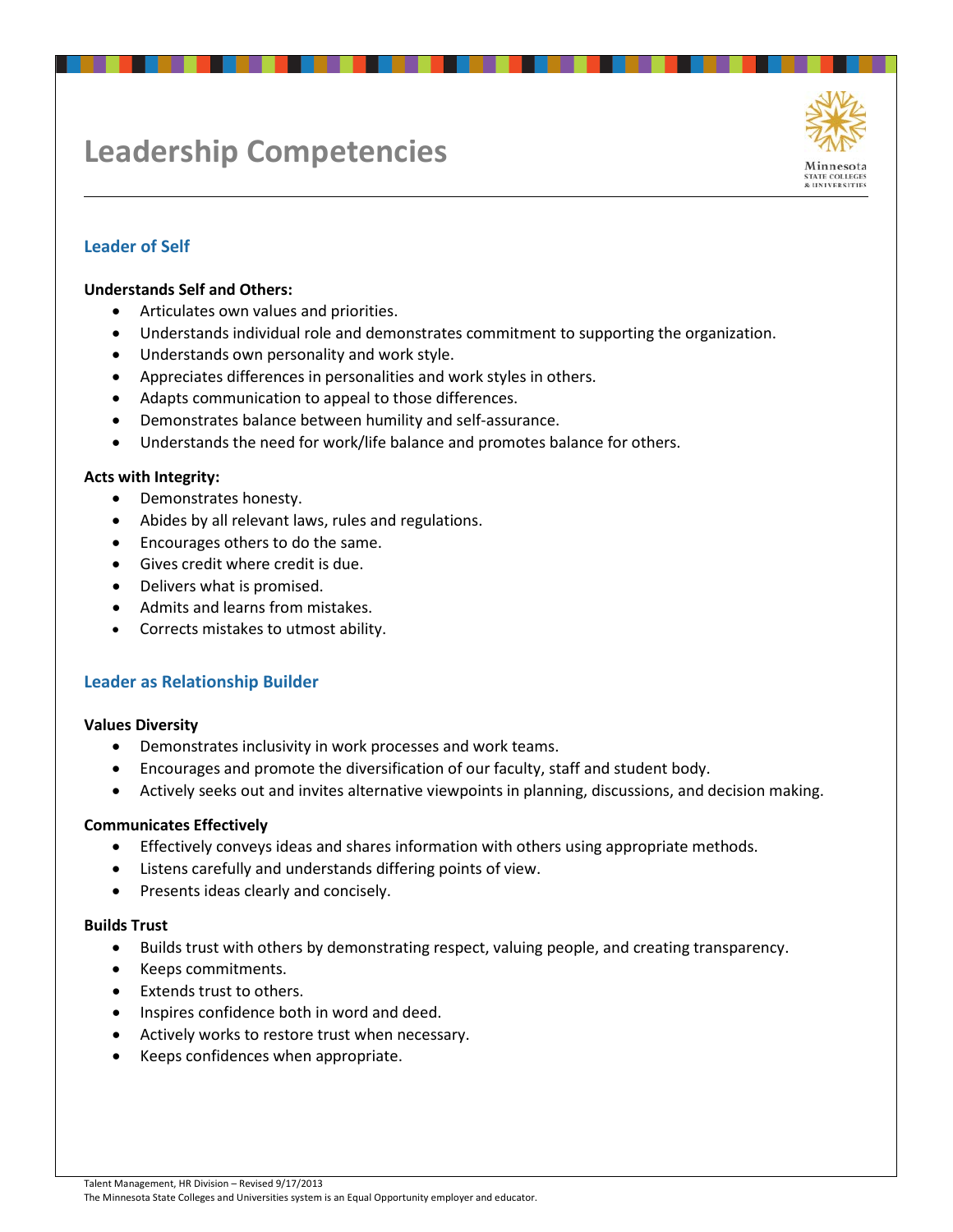# Leadership Competencies

## Leader of Self

**Understands Self and Others:**

- Articulates own values and priorities.
- Understands individual role and demonstrates commitment to supporting the organization.
- Understands own personality and work style.
- Appreciates differences in personalities and work styles in others.
- Adapts communication to appeal to those differences.
- Demonstrates balance between humility and self-assurance.
- Understands the need for work/life balance and promotes balance for others.

**Acts with Integrity:**

- Demonstrates honesty.
- Abides by all relevant laws, rules and regulations.
- Encourages others to do the same.
- Gives credit where credit is due.
- Delivers what is promised.
- Admits and learns from mistakes.
- Corrects mistakes to utmost ability.

## Leader as Relationship Builder

**Values Diversity**

- Demonstrates inclusivity in work processes and work teams.
- Encourages and promote the diversification of our faculty, staff and student body.
- Actively seeks out and invites alternative viewpoints in planning, discussions, and decision making.

**Communicates Effectively**

- Effectively conveys ideas and shares information with others using appropriate methods.
- Listens carefully and understands differing points of view.
- Presents ideas clearly and concisely.

**Builds Trust**

- Builds trust with others by demonstrating respect, valuing people, and creating transparency.
- Keeps commitments.
- Extends trust to others.
- Inspires confidence both in word and deed.
- Actively works to restore trust when necessary.
- Keeps confidences when appropriate.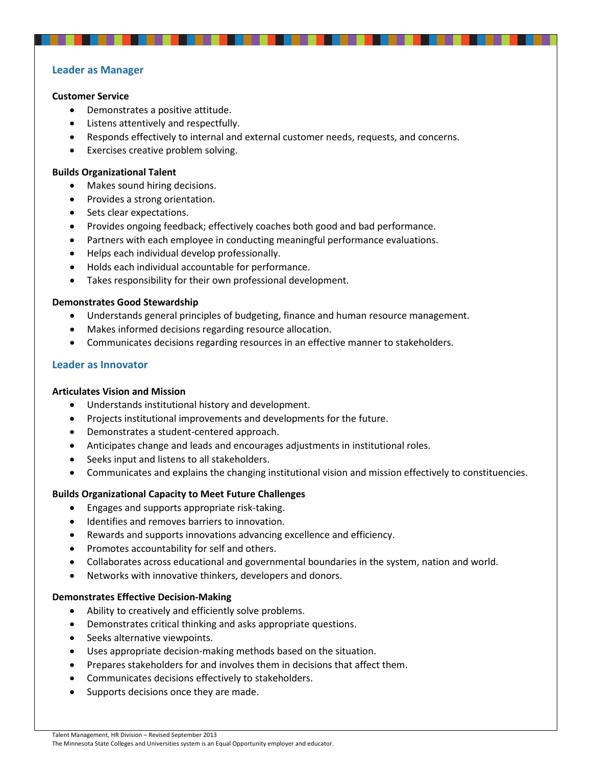## Leader as Manager

**Customer Service**

- Demonstrates a positive attitude.
- Listens attentively and respectfully.
- Responds effectively to internal and external customer needs, requests, and concerns.
- Exercises creative problem solving.

**Builds Organizational Talent**

- Makes sound hiring decisions.
- Provides a strong orientation.
- Sets clear expectations.
- Provides ongoing feedback; effectively coaches both good and bad performance.
- Partners with each employee in conducting meaningful performance evaluations.
- Helps each individual develop professionally.
- Holds each individual accountable for performance.
- Takes responsibility for their own professional development.

**Demonstrates Good Stewardship**

- Understands general principles of budgeting, finance and human resource management.
- Makes informed decisions regarding resource allocation.
- Communicates decisions regarding resources in an effective manner to stakeholders.

## Leader as Innovator

**Articulates Vision and Mission**

- Understands institutional history and development.
- Projects institutional improvements and developments for the future.
- Demonstrates a student-centered approach.
- Anticipates change and leads and encourages adjustments in institutional roles.
- Seeks input and listens to all stakeholders.
- Communicates and explains the changing institutional vision and mission effectively to constituencies.

**Builds Organizational Capacity to Meet Future Challenges**

- Engages and supports appropriate risk-taking.
- Identifies and removes barriers to innovation.
- Rewards and supports innovations advancing excellence and efficiency.
- Promotes accountability for self and others.
- Collaborates across educational and governmental boundaries in the system, nation and world.
- Networks with innovative thinkers, developers and donors.

**Demonstrates Effective Decision-Making**

- Ability to creatively and efficiently solve problems.
- Demonstrates critical thinking and asks appropriate questions.
- Seeks alternative viewpoints.
- Uses appropriate decision-making methods based on the situation.
- Prepares stakeholders for and involves them in decisions that affect them.
- Communicates decisions effectively to stakeholders.
- Supports decisions once they are made.